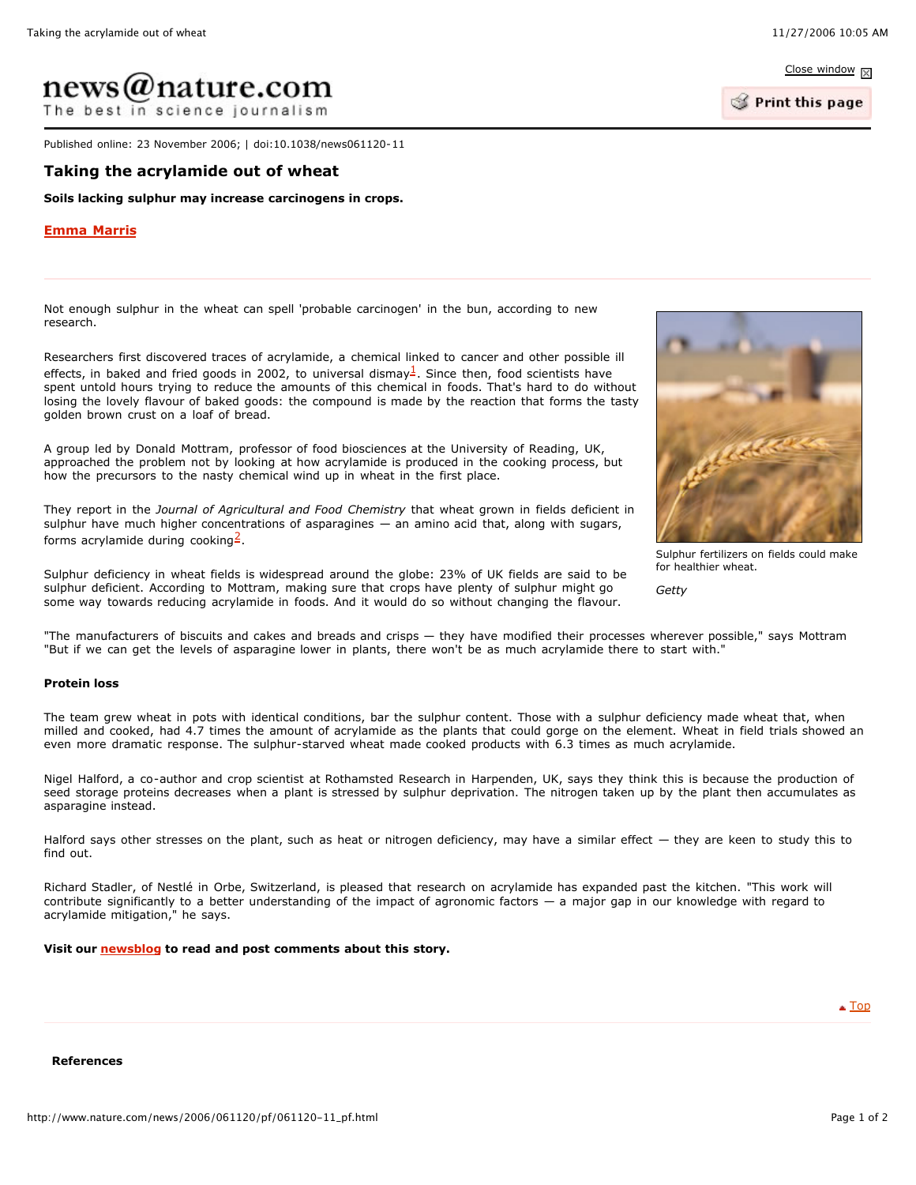news@nature.com
The best in science journalism

Published online: 23 November 2006; | doi:10.1038/news061120-11

# Taking the acrylamide out of wheat

**Soils lacking sulphur may increase carcinogens in crops.**

**Emma Marris**

Not enough sulphur in the wheat can spell 'probable carcinogen' in the bun, according to new research.

Researchers first discovered traces of acrylamide, a chemical linked to cancer and other possible ill effects, in baked and fried goods in 2002, to universal dismay[1]. Since then, food scientists have spent untold hours trying to reduce the amounts of this chemical in foods. That's hard to do without losing the lovely flavour of baked goods: the compound is made by the reaction that forms the tasty golden brown crust on a loaf of bread.

A group led by Donald Mottram, professor of food biosciences at the University of Reading, UK, approached the problem not by looking at how acrylamide is produced in the cooking process, but how the precursors to the nasty chemical wind up in wheat in the first place.

They report in the *Journal of Agricultural and Food Chemistry* that wheat grown in fields deficient in sulphur have much higher concentrations of asparagines — an amino acid that, along with sugars, forms acrylamide during cooking[2].

Sulphur deficiency in wheat fields is widespread around the globe: 23% of UK fields are said to be sulphur deficient. According to Mottram, making sure that crops have plenty of sulphur might go some way towards reducing acrylamide in foods. And it would do so without changing the flavour.

Sulphur fertilizers on fields could make for healthier wheat.

*Getty*

"The manufacturers of biscuits and cakes and breads and crisps — they have modified their processes wherever possible," says Mottram "But if we can get the levels of asparagine lower in plants, there won't be as much acrylamide there to start with."

### Protein loss

The team grew wheat in pots with identical conditions, bar the sulphur content. Those with a sulphur deficiency made wheat that, when milled and cooked, had 4.7 times the amount of acrylamide as the plants that could gorge on the element. Wheat in field trials showed an even more dramatic response. The sulphur-starved wheat made cooked products with 6.3 times as much acrylamide.

Nigel Halford, a co-author and crop scientist at Rothamsted Research in Harpenden, UK, says they think this is because the production of seed storage proteins decreases when a plant is stressed by sulphur deprivation. The nitrogen taken up by the plant then accumulates as asparagine instead.

Halford says other stresses on the plant, such as heat or nitrogen deficiency, may have a similar effect — they are keen to study this to find out.

Richard Stadler, of Nestlé in Orbe, Switzerland, is pleased that research on acrylamide has expanded past the kitchen. "This work will contribute significantly to a better understanding of the impact of agronomic factors — a major gap in our knowledge with regard to acrylamide mitigation," he says.

**Visit our newsblog to read and post comments about this story.**

### References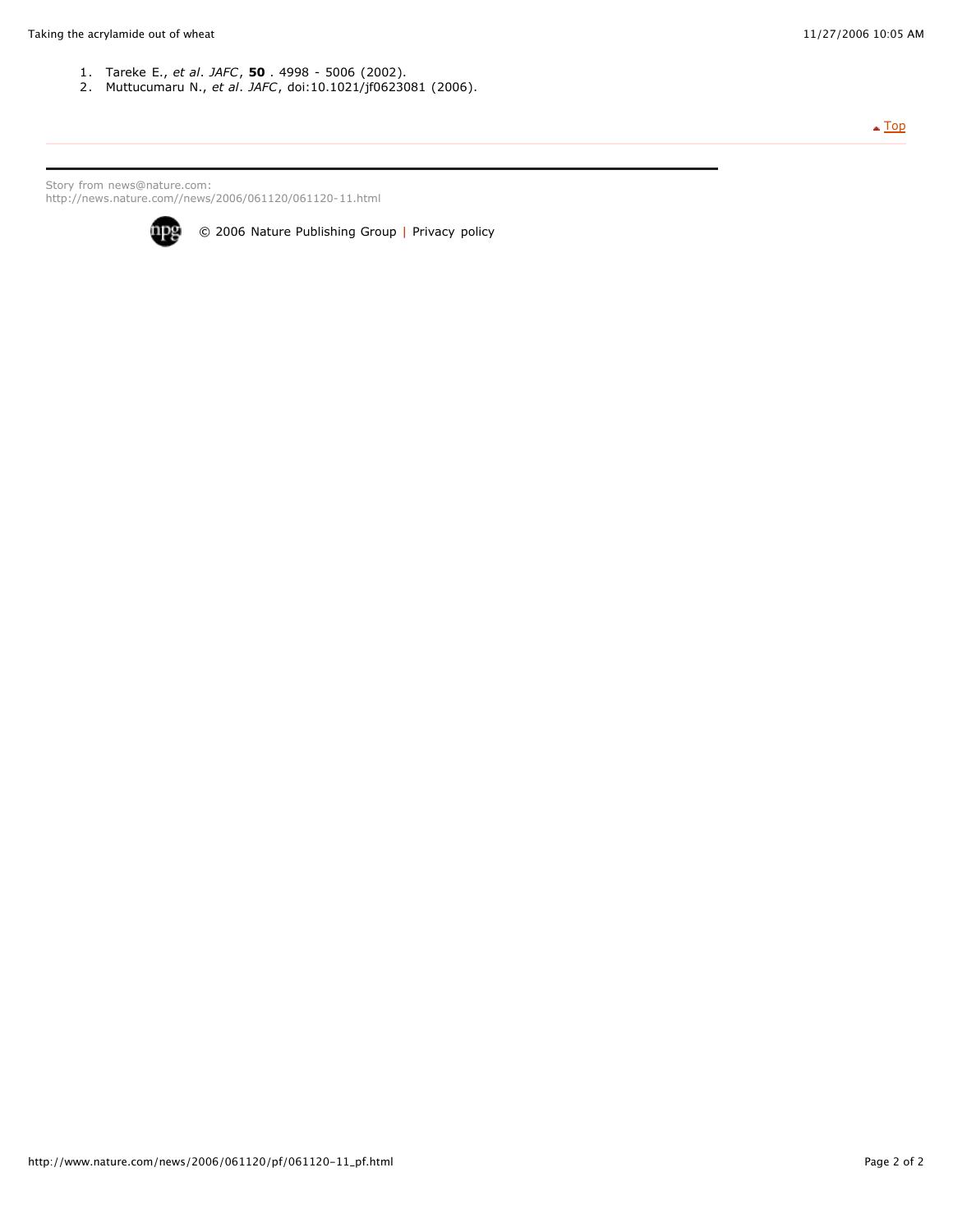1. Tareke E., *et al*. *JAFC*, **50** . 4998 - 5006 (2002).
2. Muttucumaru N., *et al*. *JAFC*, doi:10.1021/jf0623081 (2006).

Top

---

Story from news@nature.com:
http://news.nature.com//news/2006/061120/061120-11.html

© 2006 Nature Publishing Group | Privacy policy